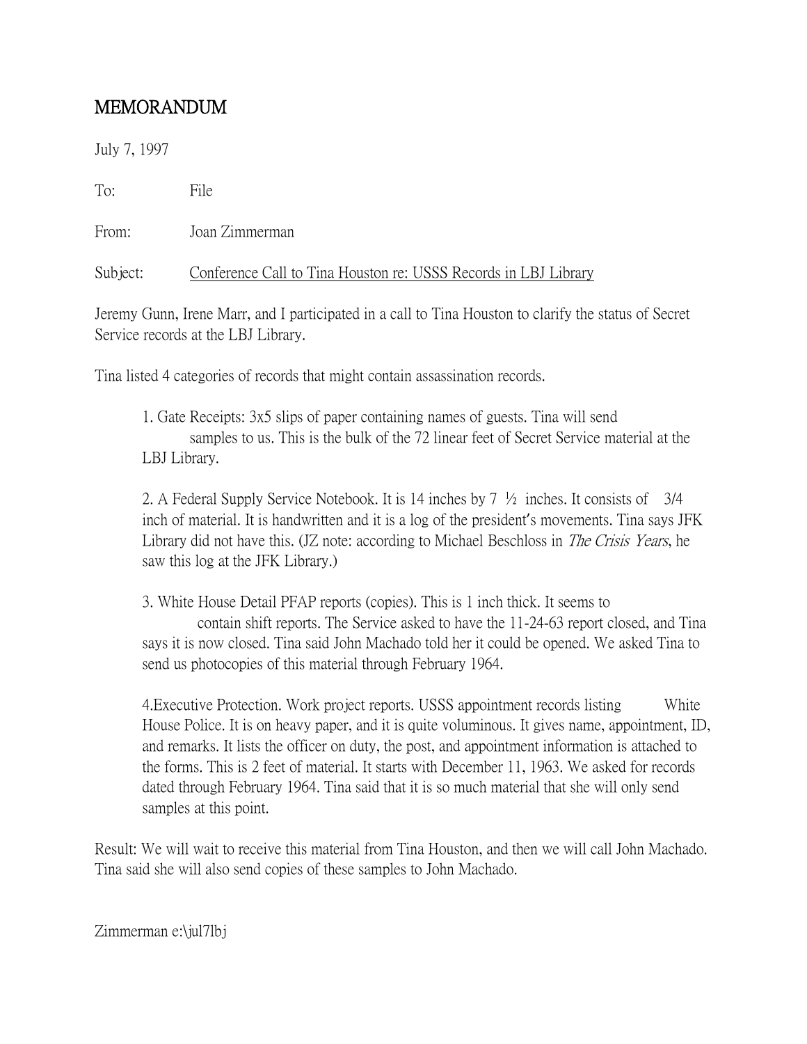# MEMORANDUM

July 7, 1997

To: File

From: Joan Zimmerman

Subject: Conference Call to Tina Houston re: USSS Records in LBJ Library

Jeremy Gunn, Irene Marr, and I participated in a call to Tina Houston to clarify the status of Secret Service records at the LBJ Library.

Tina listed 4 categories of records that might contain assassination records.

1. Gate Receipts: 3x5 slips of paper containing names of guests. Tina will send samples to us. This is the bulk of the 72 linear feet of Secret Service material at the LBJ Library.

2. A Federal Supply Service Notebook. It is 14 inches by 7 ½ inches. It consists of 3/4 inch of material. It is handwritten and it is a log of the president's movements. Tina says JFK Library did not have this. (JZ note: according to Michael Beschloss in *The Crisis Years*, he saw this log at the JFK Library.)

3. White House Detail PFAP reports (copies). This is 1 inch thick. It seems to contain shift reports. The Service asked to have the 11-24-63 report closed, and Tina says it is now closed. Tina said John Machado told her it could be opened. We asked Tina to send us photocopies of this material through February 1964.

4. Executive Protection. Work project reports. USSS appointment records listing White House Police. It is on heavy paper, and it is quite voluminous. It gives name, appointment, ID, and remarks. It lists the officer on duty, the post, and appointment information is attached to the forms. This is 2 feet of material. It starts with December 11, 1963. We asked for records dated through February 1964. Tina said that it is so much material that she will only send samples at this point.

Result: We will wait to receive this material from Tina Houston, and then we will call John Machado. Tina said she will also send copies of these samples to John Machado.

Zimmerman e:\jul7lbj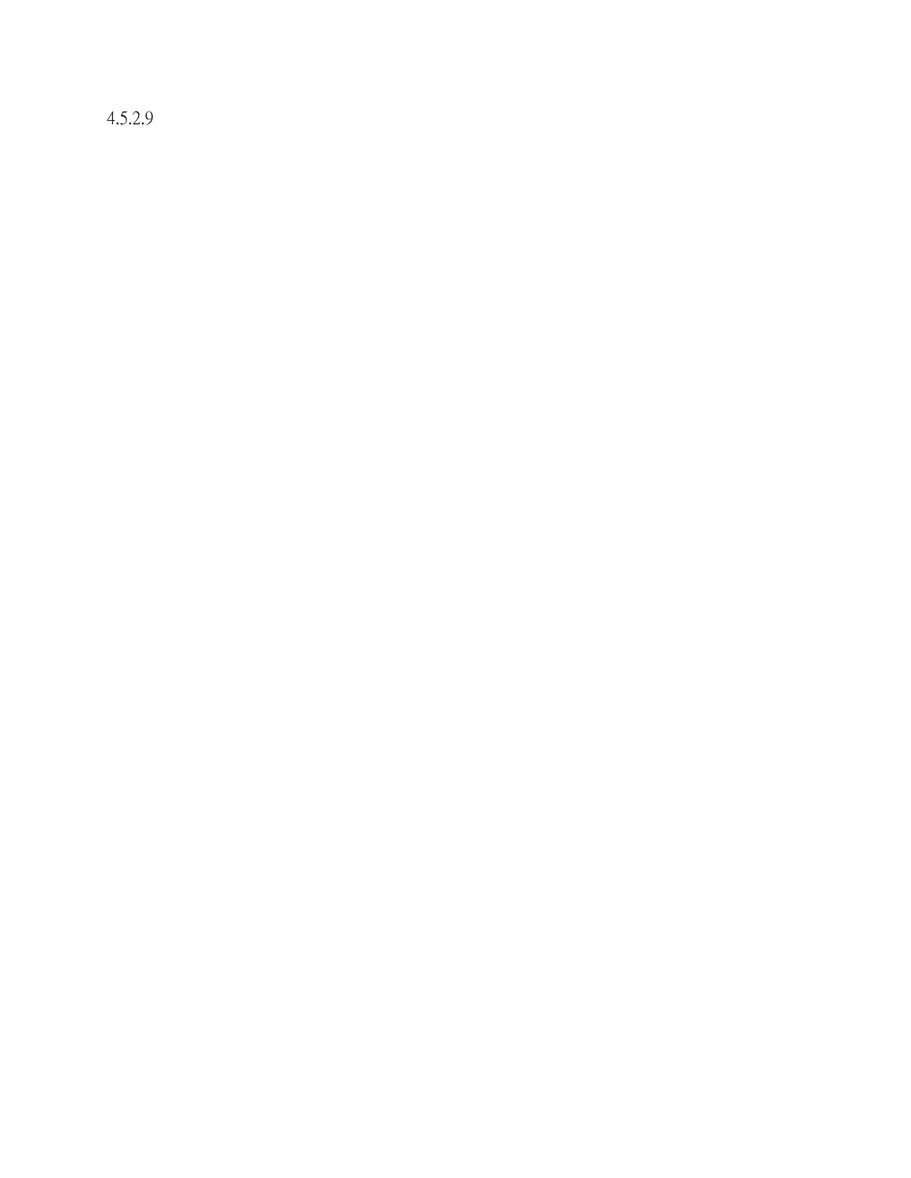4.5.2.9